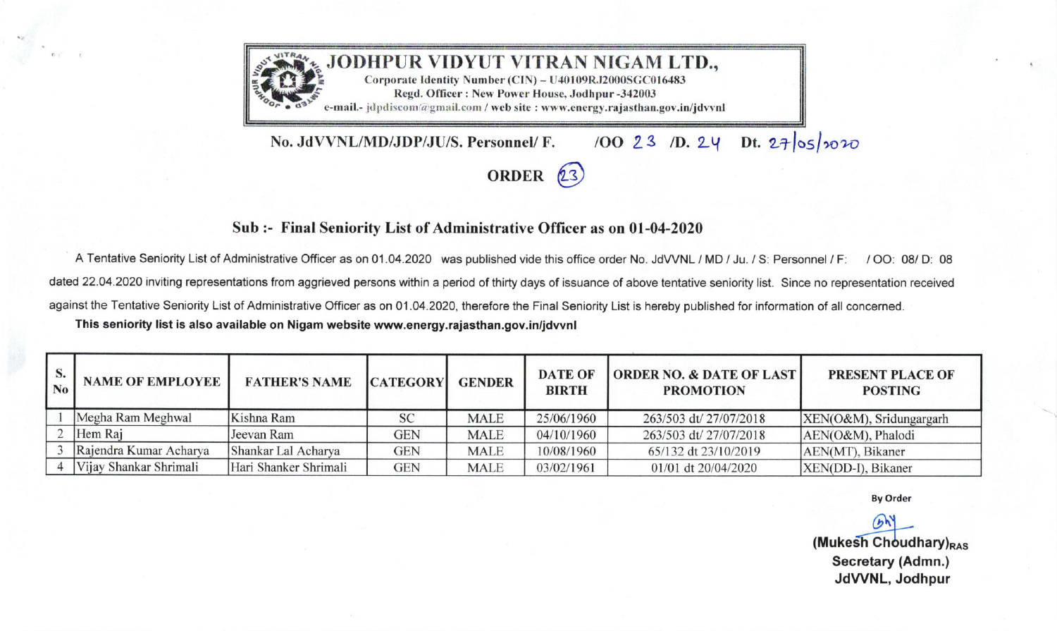# JODHPUR VIDYUT VITRAN NIGAM LTD.,

Corporate Identity Number (CIN) – U40109RJ2000SGC016483
Regd. Officer : New Power House, Jodhpur -342003
e-mail.- jdpdiscom@gmail.com / web site : www.energy.rajasthan.gov.in/jdvvnl

**No. JdVVNL/MD/JDP/JU/S. Personnel/ F. /OO 23 /D. 24 Dt. 27/05/2020**

## ORDER (23)

### Sub :- Final Seniority List of Administrative Officer as on 01-04-2020

A Tentative Seniority List of Administrative Officer as on 01.04.2020 was published vide this office order No. JdVVNL / MD / Ju. / S: Personnel / F: / OO: 08/ D: 08 dated 22.04.2020 inviting representations from aggrieved persons within a period of thirty days of issuance of above tentative seniority list. Since no representation received against the Tentative Seniority List of Administrative Officer as on 01.04.2020, therefore the Final Seniority List is hereby published for information of all concerned.

**This seniority list is also available on Nigam website www.energy.rajasthan.gov.in/jdvvnl**

| S. No | NAME OF EMPLOYEE | FATHER'S NAME | CATEGORY | GENDER | DATE OF BIRTH | ORDER NO. & DATE OF LAST PROMOTION | PRESENT PLACE OF POSTING |
|---|---|---|---|---|---|---|---|
| 1 | Megha Ram Meghwal | Kishna Ram | SC | MALE | 25/06/1960 | 263/503 dt/ 27/07/2018 | XEN(O&M), Sridungargarh |
| 2 | Hem Raj | Jeevan Ram | GEN | MALE | 04/10/1960 | 263/503 dt/ 27/07/2018 | AEN(O&M), Phalodi |
| 3 | Rajendra Kumar Acharya | Shankar Lal Acharya | GEN | MALE | 10/08/1960 | 65/132 dt 23/10/2019 | AEN(MT), Bikaner |
| 4 | Vijay Shankar Shrimali | Hari Shanker Shrimali | GEN | MALE | 03/02/1961 | 01/01 dt 20/04/2020 | XEN(DD-I), Bikaner |

**By Order**

**(Mukesh Choudhary)RAS**
**Secretary (Admn.)**
**JdVVNL, Jodhpur**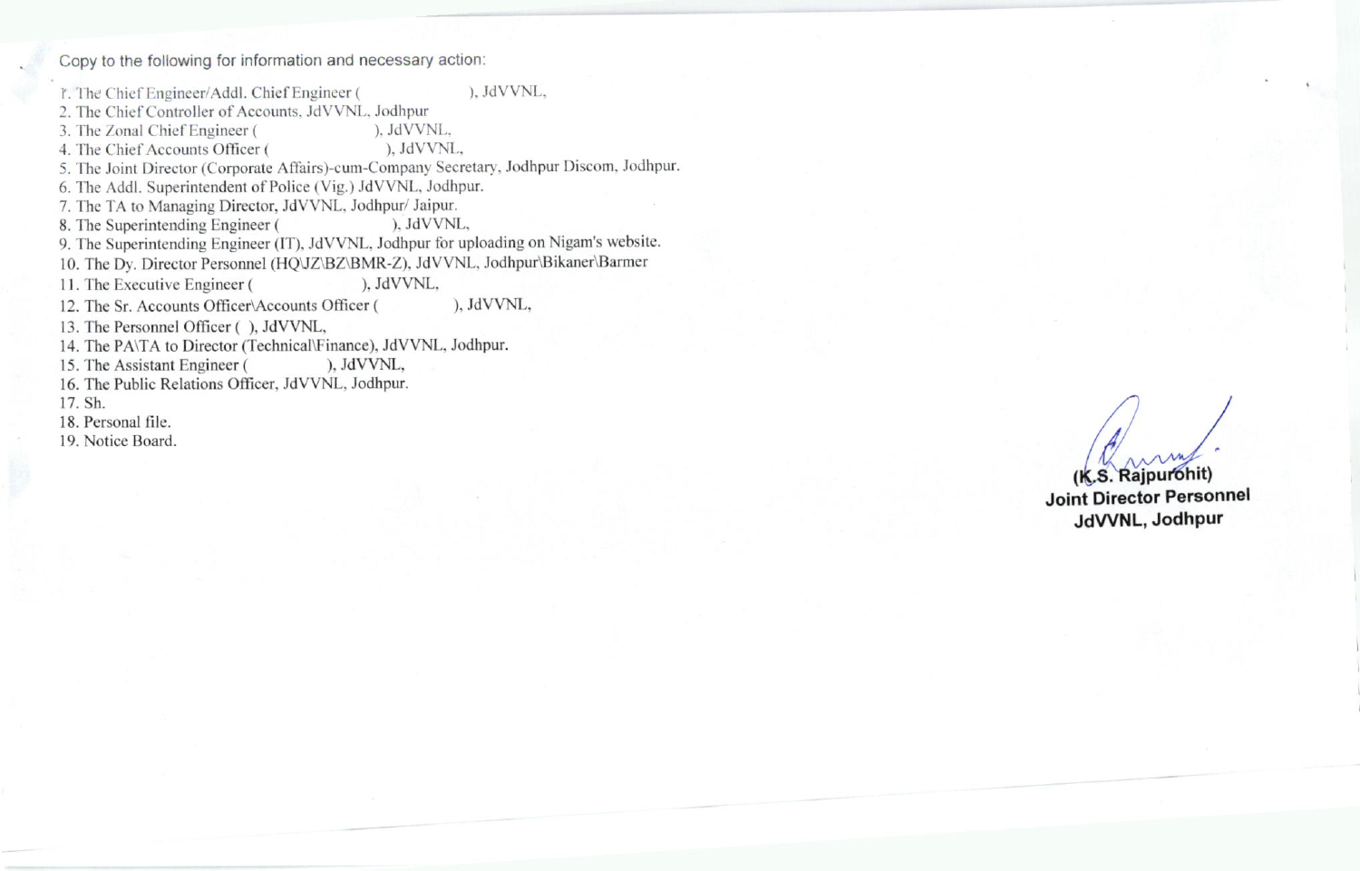Copy to the following for information and necessary action:

1. The Chief Engineer/Addl. Chief Engineer ( ), JdVVNL,
2. The Chief Controller of Accounts, JdVVNL, Jodhpur
3. The Zonal Chief Engineer ( ), JdVVNL,
4. The Chief Accounts Officer ( ), JdVVNL,
5. The Joint Director (Corporate Affairs)-cum-Company Secretary, Jodhpur Discom, Jodhpur.
6. The Addl. Superintendent of Police (Vig.) JdVVNL, Jodhpur.
7. The TA to Managing Director, JdVVNL, Jodhpur/ Jaipur.
8. The Superintending Engineer ( ), JdVVNL,
9. The Superintending Engineer (IT), JdVVNL, Jodhpur for uploading on Nigam's website.
10. The Dy. Director Personnel (HQ\JZ\BZ\BMR-Z), JdVVNL, Jodhpur\Bikaner\Barmer
11. The Executive Engineer ( ), JdVVNL,
12. The Sr. Accounts Officer\Accounts Officer ( ), JdVVNL,
13. The Personnel Officer ( ), JdVVNL,
14. The PA\TA to Director (Technical\Finance), JdVVNL, Jodhpur.
15. The Assistant Engineer ( ), JdVVNL,
16. The Public Relations Officer, JdVVNL, Jodhpur.
17. Sh.
18. Personal file.
19. Notice Board.

**(K.S. Rajpurohit)**
**Joint Director Personnel**
**JdVVNL, Jodhpur**